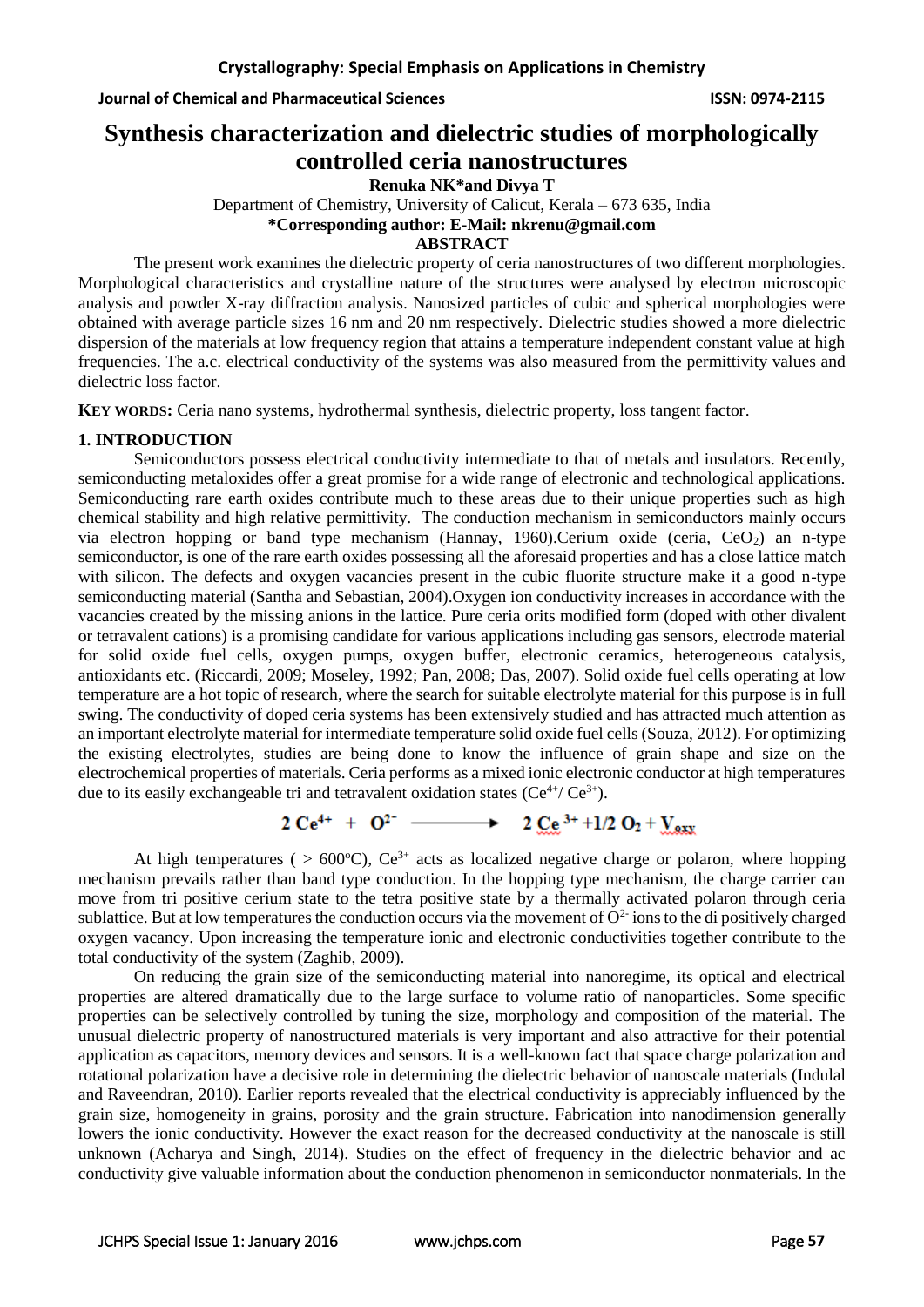# Synthesis characterization and dielectric studies of morphologically controlled ceria nanostructures

**Renuka NK*and Divya T**

Department of Chemistry, University of Calicut, Kerala – 673 635, India

**\*Corresponding author: E-Mail: nkrenu@gmail.com**

**ABSTRACT**

The present work examines the dielectric property of ceria nanostructures of two different morphologies. Morphological characteristics and crystalline nature of the structures were analysed by electron microscopic analysis and powder X-ray diffraction analysis. Nanosized particles of cubic and spherical morphologies were obtained with average particle sizes 16 nm and 20 nm respectively. Dielectric studies showed a more dielectric dispersion of the materials at low frequency region that attains a temperature independent constant value at high frequencies. The a.c. electrical conductivity of the systems was also measured from the permittivity values and dielectric loss factor.

**KEY WORDS:** Ceria nano systems, hydrothermal synthesis, dielectric property, loss tangent factor.

## 1. INTRODUCTION

Semiconductors possess electrical conductivity intermediate to that of metals and insulators. Recently, semiconducting metaloxides offer a great promise for a wide range of electronic and technological applications. Semiconducting rare earth oxides contribute much to these areas due to their unique properties such as high chemical stability and high relative permittivity. The conduction mechanism in semiconductors mainly occurs via electron hopping or band type mechanism (Hannay, 1960).Cerium oxide (ceria, $CeO_2$) an n-type semiconductor, is one of the rare earth oxides possessing all the aforesaid properties and has a close lattice match with silicon. The defects and oxygen vacancies present in the cubic fluorite structure make it a good n-type semiconducting material (Santha and Sebastian, 2004).Oxygen ion conductivity increases in accordance with the vacancies created by the missing anions in the lattice. Pure ceria orits modified form (doped with other divalent or tetravalent cations) is a promising candidate for various applications including gas sensors, electrode material for solid oxide fuel cells, oxygen pumps, oxygen buffer, electronic ceramics, heterogeneous catalysis, antioxidants etc. (Riccardi, 2009; Moseley, 1992; Pan, 2008; Das, 2007). Solid oxide fuel cells operating at low temperature are a hot topic of research, where the search for suitable electrolyte material for this purpose is in full swing. The conductivity of doped ceria systems has been extensively studied and has attracted much attention as an important electrolyte material for intermediate temperature solid oxide fuel cells (Souza, 2012). For optimizing the existing electrolytes, studies are being done to know the influence of grain shape and size on the electrochemical properties of materials. Ceria performs as a mixed ionic electronic conductor at high temperatures due to its easily exchangeable tri and tetravalent oxidation states ($Ce^{4+}$/ $Ce^{3+}$).

$$2\,Ce^{4+} + O^{2-} \longrightarrow 2\,Ce^{3+} + 1/2\,O_2 + V_{oxy}$$

At high temperatures ( > 600°C), $Ce^{3+}$ acts as localized negative charge or polaron, where hopping mechanism prevails rather than band type conduction. In the hopping type mechanism, the charge carrier can move from tri positive cerium state to the tetra positive state by a thermally activated polaron through ceria sublattice. But at low temperatures the conduction occurs via the movement of $O^{2-}$ ions to the di positively charged oxygen vacancy. Upon increasing the temperature ionic and electronic conductivities together contribute to the total conductivity of the system (Zaghib, 2009).

On reducing the grain size of the semiconducting material into nanoregime, its optical and electrical properties are altered dramatically due to the large surface to volume ratio of nanoparticles. Some specific properties can be selectively controlled by tuning the size, morphology and composition of the material. The unusual dielectric property of nanostructured materials is very important and also attractive for their potential application as capacitors, memory devices and sensors. It is a well-known fact that space charge polarization and rotational polarization have a decisive role in determining the dielectric behavior of nanoscale materials (Indulal and Raveendran, 2010). Earlier reports revealed that the electrical conductivity is appreciably influenced by the grain size, homogeneity in grains, porosity and the grain structure. Fabrication into nanodimension generally lowers the ionic conductivity. However the exact reason for the decreased conductivity at the nanoscale is still unknown (Acharya and Singh, 2014). Studies on the effect of frequency in the dielectric behavior and ac conductivity give valuable information about the conduction phenomenon in semiconductor nonmaterials. In the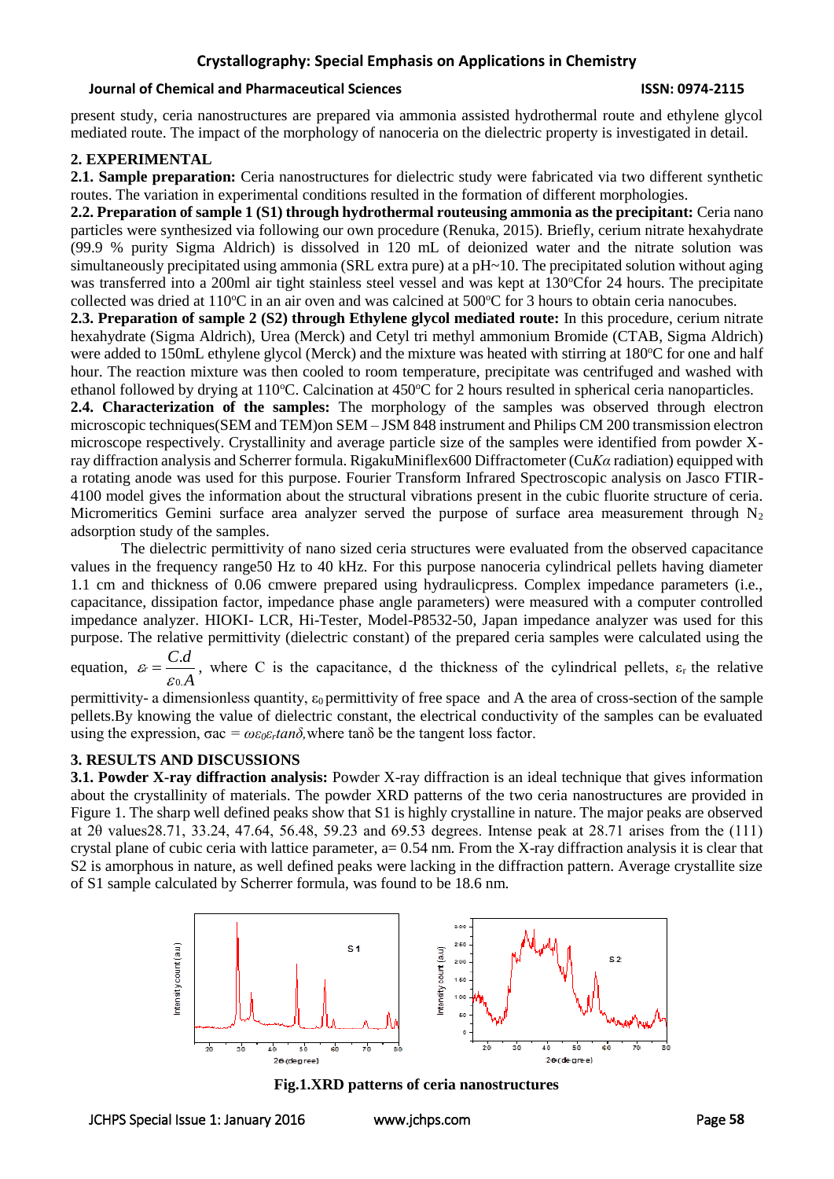present study, ceria nanostructures are prepared via ammonia assisted hydrothermal route and ethylene glycol mediated route. The impact of the morphology of nanoceria on the dielectric property is investigated in detail.

## 2. EXPERIMENTAL

**2.1. Sample preparation:** Ceria nanostructures for dielectric study were fabricated via two different synthetic routes. The variation in experimental conditions resulted in the formation of different morphologies.

**2.2. Preparation of sample 1 (S1) through hydrothermal routeusing ammonia as the precipitant:** Ceria nano particles were synthesized via following our own procedure (Renuka, 2015). Briefly, cerium nitrate hexahydrate (99.9 % purity Sigma Aldrich) is dissolved in 120 mL of deionized water and the nitrate solution was simultaneously precipitated using ammonia (SRL extra pure) at a pH~10. The precipitated solution without aging was transferred into a 200ml air tight stainless steel vessel and was kept at 130°Cfor 24 hours. The precipitate collected was dried at 110°C in an air oven and was calcined at 500°C for 3 hours to obtain ceria nanocubes.

**2.3. Preparation of sample 2 (S2) through Ethylene glycol mediated route:** In this procedure, cerium nitrate hexahydrate (Sigma Aldrich), Urea (Merck) and Cetyl tri methyl ammonium Bromide (CTAB, Sigma Aldrich) were added to 150mL ethylene glycol (Merck) and the mixture was heated with stirring at 180°C for one and half hour. The reaction mixture was then cooled to room temperature, precipitate was centrifuged and washed with ethanol followed by drying at 110°C. Calcination at 450°C for 2 hours resulted in spherical ceria nanoparticles.

**2.4. Characterization of the samples:** The morphology of the samples was observed through electron microscopic techniques(SEM and TEM)on SEM – JSM 848 instrument and Philips CM 200 transmission electron microscope respectively. Crystallinity and average particle size of the samples were identified from powder X-ray diffraction analysis and Scherrer formula. RigakuMiniflex600 Diffractometer (Cu*Kα* radiation) equipped with a rotating anode was used for this purpose. Fourier Transform Infrared Spectroscopic analysis on Jasco FTIR-4100 model gives the information about the structural vibrations present in the cubic fluorite structure of ceria. Micromeritics Gemini surface area analyzer served the purpose of surface area measurement through $N_2$ adsorption study of the samples.

The dielectric permittivity of nano sized ceria structures were evaluated from the observed capacitance values in the frequency range50 Hz to 40 kHz. For this purpose nanoceria cylindrical pellets having diameter 1.1 cm and thickness of 0.06 cmwere prepared using hydraulicpress. Complex impedance parameters (i.e., capacitance, dissipation factor, impedance phase angle parameters) were measured with a computer controlled impedance analyzer. HIOKI- LCR, Hi-Tester, Model-P8532-50, Japan impedance analyzer was used for this purpose. The relative permittivity (dielectric constant) of the prepared ceria samples were calculated using the equation, $\varepsilon_r = \frac{C.d}{\varepsilon_0.A}$, where C is the capacitance, d the thickness of the cylindrical pellets, $\varepsilon_r$ the relative permittivity- a dimensionless quantity, $\varepsilon_0$ permittivity of free space and A the area of cross-section of the sample pellets.By knowing the value of dielectric constant, the electrical conductivity of the samples can be evaluated using the expression, $\sigma ac = \omega\varepsilon_0\varepsilon_r tan\delta$,where tanδ be the tangent loss factor.

## 3. RESULTS AND DISCUSSIONS

**3.1. Powder X-ray diffraction analysis:** Powder X-ray diffraction is an ideal technique that gives information about the crystallinity of materials. The powder XRD patterns of the two ceria nanostructures are provided in Figure 1. The sharp well defined peaks show that S1 is highly crystalline in nature. The major peaks are observed at 2θ values28.71, 33.24, 47.64, 56.48, 59.23 and 69.53 degrees. Intense peak at 28.71 arises from the (111) crystal plane of cubic ceria with lattice parameter, a= 0.54 nm. From the X-ray diffraction analysis it is clear that S2 is amorphous in nature, as well defined peaks were lacking in the diffraction pattern. Average crystallite size of S1 sample calculated by Scherrer formula, was found to be 18.6 nm.

**Fig.1.XRD patterns of ceria nanostructures**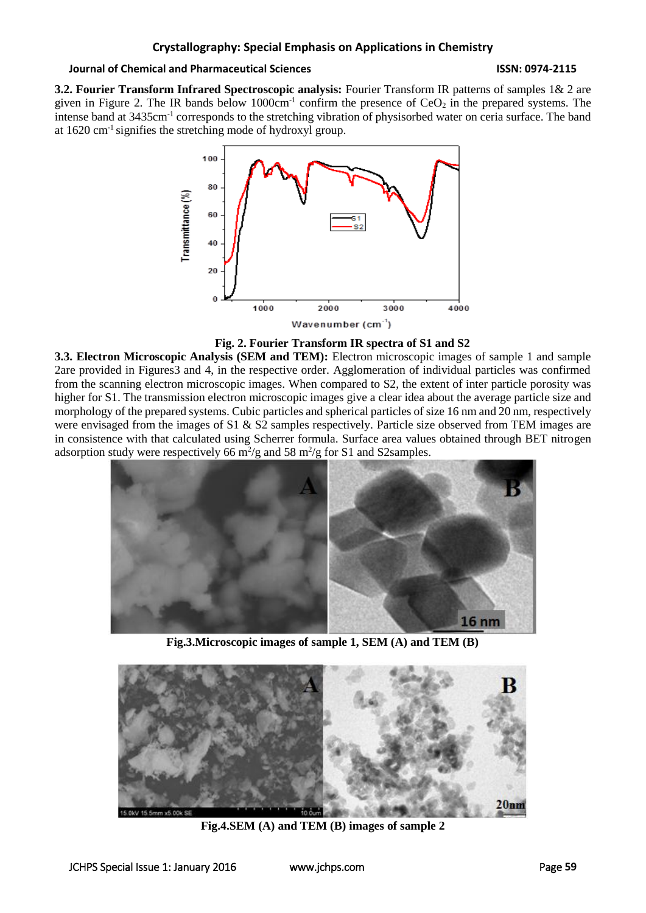**3.2. Fourier Transform Infrared Spectroscopic analysis:** Fourier Transform IR patterns of samples 1& 2 are given in Figure 2. The IR bands below $1000cm^{-1}$ confirm the presence of $CeO_2$ in the prepared systems. The intense band at $3435cm^{-1}$ corresponds to the stretching vibration of physisorbed water on ceria surface. The band at 1620 $cm^{-1}$ signifies the stretching mode of hydroxyl group.

**Fig. 2. Fourier Transform IR spectra of S1 and S2**

**3.3. Electron Microscopic Analysis (SEM and TEM):** Electron microscopic images of sample 1 and sample 2are provided in Figures3 and 4, in the respective order. Agglomeration of individual particles was confirmed from the scanning electron microscopic images. When compared to S2, the extent of inter particle porosity was higher for S1. The transmission electron microscopic images give a clear idea about the average particle size and morphology of the prepared systems. Cubic particles and spherical particles of size 16 nm and 20 nm, respectively were envisaged from the images of S1 & S2 samples respectively. Particle size observed from TEM images are in consistence with that calculated using Scherrer formula. Surface area values obtained through BET nitrogen adsorption study were respectively 66 $m^2/g$ and 58 $m^2/g$ for S1 and S2samples.

**Fig.3.Microscopic images of sample 1, SEM (A) and TEM (B)**

**Fig.4.SEM (A) and TEM (B) images of sample 2**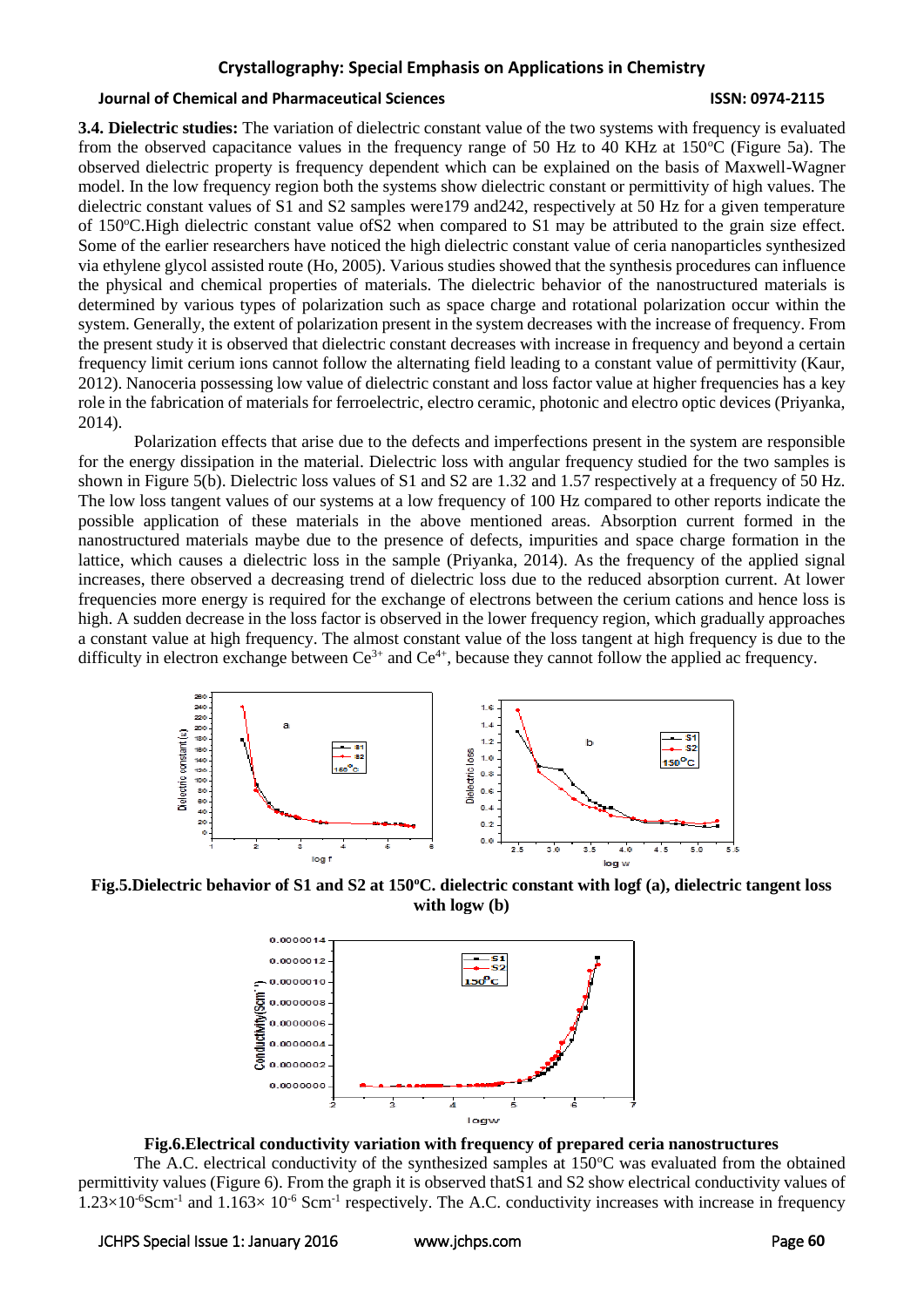**3.4. Dielectric studies:** The variation of dielectric constant value of the two systems with frequency is evaluated from the observed capacitance values in the frequency range of 50 Hz to 40 KHz at 150°C (Figure 5a). The observed dielectric property is frequency dependent which can be explained on the basis of Maxwell-Wagner model. In the low frequency region both the systems show dielectric constant or permittivity of high values. The dielectric constant values of S1 and S2 samples were179 and242, respectively at 50 Hz for a given temperature of 150°C.High dielectric constant value ofS2 when compared to S1 may be attributed to the grain size effect. Some of the earlier researchers have noticed the high dielectric constant value of ceria nanoparticles synthesized via ethylene glycol assisted route (Ho, 2005). Various studies showed that the synthesis procedures can influence the physical and chemical properties of materials. The dielectric behavior of the nanostructured materials is determined by various types of polarization such as space charge and rotational polarization occur within the system. Generally, the extent of polarization present in the system decreases with the increase of frequency. From the present study it is observed that dielectric constant decreases with increase in frequency and beyond a certain frequency limit cerium ions cannot follow the alternating field leading to a constant value of permittivity (Kaur, 2012). Nanoceria possessing low value of dielectric constant and loss factor value at higher frequencies has a key role in the fabrication of materials for ferroelectric, electro ceramic, photonic and electro optic devices (Priyanka, 2014).

Polarization effects that arise due to the defects and imperfections present in the system are responsible for the energy dissipation in the material. Dielectric loss with angular frequency studied for the two samples is shown in Figure 5(b). Dielectric loss values of S1 and S2 are 1.32 and 1.57 respectively at a frequency of 50 Hz. The low loss tangent values of our systems at a low frequency of 100 Hz compared to other reports indicate the possible application of these materials in the above mentioned areas. Absorption current formed in the nanostructured materials maybe due to the presence of defects, impurities and space charge formation in the lattice, which causes a dielectric loss in the sample (Priyanka, 2014). As the frequency of the applied signal increases, there observed a decreasing trend of dielectric loss due to the reduced absorption current. At lower frequencies more energy is required for the exchange of electrons between the cerium cations and hence loss is high. A sudden decrease in the loss factor is observed in the lower frequency region, which gradually approaches a constant value at high frequency. The almost constant value of the loss tangent at high frequency is due to the difficulty in electron exchange between $Ce^{3+}$ and $Ce^{4+}$, because they cannot follow the applied ac frequency.

**Fig.5.Dielectric behavior of S1 and S2 at 150°C. dielectric constant with logf (a), dielectric tangent loss with logw (b)**

**Fig.6.Electrical conductivity variation with frequency of prepared ceria nanostructures**

The A.C. electrical conductivity of the synthesized samples at 150°C was evaluated from the obtained permittivity values (Figure 6). From the graph it is observed thatS1 and S2 show electrical conductivity values of $1.23\times10^{-6}$Scm$^{-1}$ and $1.163\times 10^{-6}$ Scm$^{-1}$ respectively. The A.C. conductivity increases with increase in frequency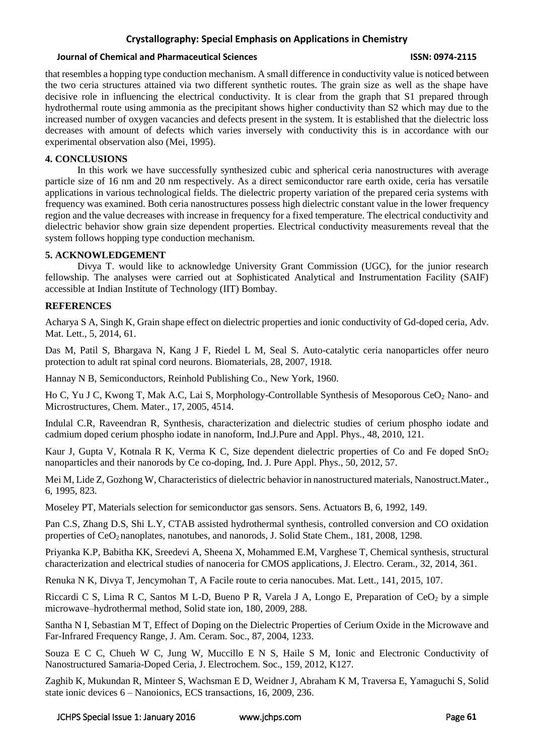that resembles a hopping type conduction mechanism. A small difference in conductivity value is noticed between the two ceria structures attained via two different synthetic routes. The grain size as well as the shape have decisive role in influencing the electrical conductivity. It is clear from the graph that S1 prepared through hydrothermal route using ammonia as the precipitant shows higher conductivity than S2 which may due to the increased number of oxygen vacancies and defects present in the system. It is established that the dielectric loss decreases with amount of defects which varies inversely with conductivity this is in accordance with our experimental observation also (Mei, 1995).

## 4. CONCLUSIONS

In this work we have successfully synthesized cubic and spherical ceria nanostructures with average particle size of 16 nm and 20 nm respectively. As a direct semiconductor rare earth oxide, ceria has versatile applications in various technological fields. The dielectric property variation of the prepared ceria systems with frequency was examined. Both ceria nanostructures possess high dielectric constant value in the lower frequency region and the value decreases with increase in frequency for a fixed temperature. The electrical conductivity and dielectric behavior show grain size dependent properties. Electrical conductivity measurements reveal that the system follows hopping type conduction mechanism.

## 5. ACKNOWLEDGEMENT

Divya T. would like to acknowledge University Grant Commission (UGC), for the junior research fellowship. The analyses were carried out at Sophisticated Analytical and Instrumentation Facility (SAIF) accessible at Indian Institute of Technology (IIT) Bombay.

## REFERENCES

Acharya S A, Singh K, Grain shape effect on dielectric properties and ionic conductivity of Gd-doped ceria, Adv. Mat. Lett., 5, 2014, 61.

Das M, Patil S, Bhargava N, Kang J F, Riedel L M, Seal S. Auto-catalytic ceria nanoparticles offer neuro protection to adult rat spinal cord neurons. Biomaterials, 28, 2007, 1918.

Hannay N B, Semiconductors, Reinhold Publishing Co., New York, 1960.

Ho C, Yu J C, Kwong T, Mak A.C, Lai S, Morphology-Controllable Synthesis of Mesoporous $CeO_2$ Nano- and Microstructures, Chem. Mater., 17, 2005, 4514.

Indulal C.R, Raveendran R, Synthesis, characterization and dielectric studies of cerium phospho iodate and cadmium doped cerium phospho iodate in nanoform, Ind.J.Pure and Appl. Phys., 48, 2010, 121.

Kaur J, Gupta V, Kotnala R K, Verma K C, Size dependent dielectric properties of Co and Fe doped $SnO_2$ nanoparticles and their nanorods by Ce co-doping, Ind. J. Pure Appl. Phys., 50, 2012, 57.

Mei M, Lide Z, Gozhong W, Characteristics of dielectric behavior in nanostructured materials, Nanostruct.Mater., 6, 1995, 823.

Moseley PT, Materials selection for semiconductor gas sensors. Sens. Actuators B, 6, 1992, 149.

Pan C.S, Zhang D.S, Shi L.Y, CTAB assisted hydrothermal synthesis, controlled conversion and CO oxidation properties of $CeO_2$ nanoplates, nanotubes, and nanorods, J. Solid State Chem., 181, 2008, 1298.

Priyanka K.P, Babitha KK, Sreedevi A, Sheena X, Mohammed E.M, Varghese T, Chemical synthesis, structural characterization and electrical studies of nanoceria for CMOS applications, J. Electro. Ceram., 32, 2014, 361.

Renuka N K, Divya T, Jencymohan T, A Facile route to ceria nanocubes. Mat. Lett., 141, 2015, 107.

Riccardi C S, Lima R C, Santos M L-D, Bueno P R, Varela J A, Longo E, Preparation of $CeO_2$ by a simple microwave–hydrothermal method, Solid state ion, 180, 2009, 288.

Santha N I, Sebastian M T, Effect of Doping on the Dielectric Properties of Cerium Oxide in the Microwave and Far-Infrared Frequency Range, J. Am. Ceram. Soc., 87, 2004, 1233.

Souza E C C, Chueh W C, Jung W, Muccillo E N S, Haile S M, Ionic and Electronic Conductivity of Nanostructured Samaria-Doped Ceria, J. Electrochem. Soc., 159, 2012, K127.

Zaghib K, Mukundan R, Minteer S, Wachsman E D, Weidner J, Abraham K M, Traversa E, Yamaguchi S, Solid state ionic devices 6 – Nanoionics, ECS transactions, 16, 2009, 236.